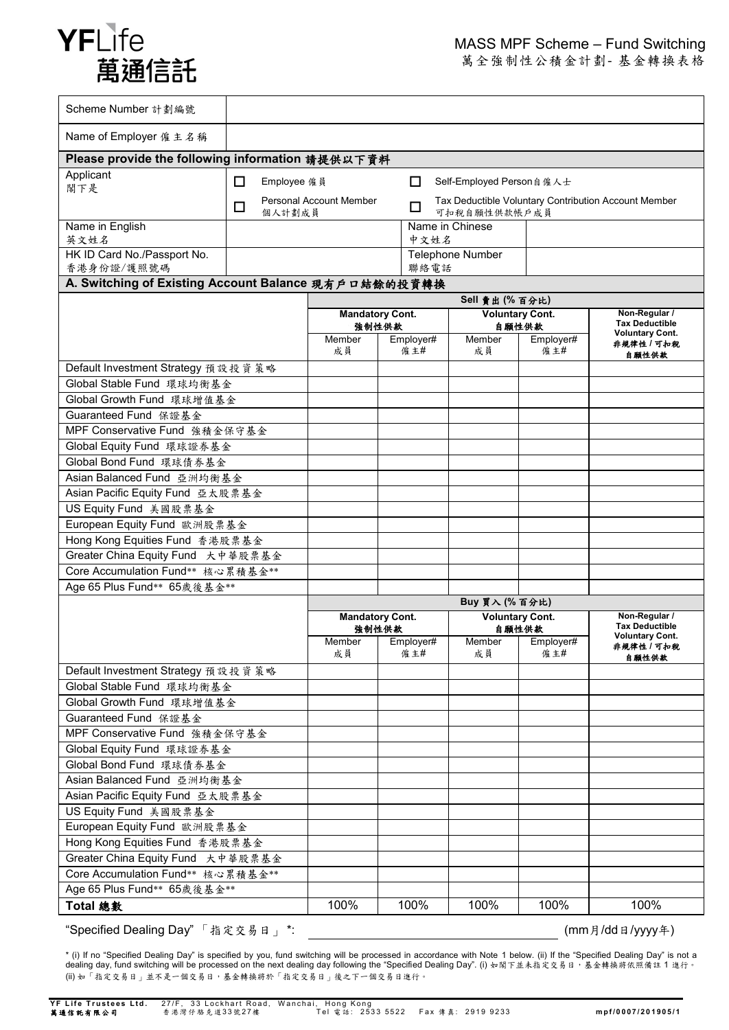# YFLife 萬通信託

## MASS MPF Scheme – Fund Switching
萬全強制性公積金計劃- 基金轉換表格

| | |
|---|---|
| Scheme Number 計劃編號 | |
| Name of Employer 僱主名稱 | |

**Please provide the following information 請提供以下資料**

| | | |
|---|---|---|
| Applicant 閣下是 | ☐ Employee 僱員 | ☐ Self-Employed Person 自僱人士 |
| | ☐ Personal Account Member 個人計劃成員 | ☐ Tax Deductible Voluntary Contribution Account Member 可扣稅自願性供款帳戶成員 |

| | | | |
|---|---|---|---|
| Name in English 英文姓名 | | Name in Chinese 中文姓名 | |
| HK ID Card No./Passport No. 香港身份證/護照號碼 | | Telephone Number 聯絡電話 | |

**A. Switching of Existing Account Balance 現有戶口結餘的投資轉換**

| | Sell 賣出 (% 百分比) | | | | |
|---|---|---|---|---|---|
| | Mandatory Cont. 強制性供款 | | Voluntary Cont. 自願性供款 | | Non-Regular / Tax Deductible Voluntary Cont. 非規律性 / 可扣稅自願性供款 |
| | Member 成員 | Employer# 僱主# | Member 成員 | Employer# 僱主# | |
| Default Investment Strategy 預設投資策略 | | | | | |
| Global Stable Fund 環球均衡基金 | | | | | |
| Global Growth Fund 環球增值基金 | | | | | |
| Guaranteed Fund 保證基金 | | | | | |
| MPF Conservative Fund 強積金保守基金 | | | | | |
| Global Equity Fund 環球證券基金 | | | | | |
| Global Bond Fund 環球債券基金 | | | | | |
| Asian Balanced Fund 亞洲均衡基金 | | | | | |
| Asian Pacific Equity Fund 亞太股票基金 | | | | | |
| US Equity Fund 美國股票基金 | | | | | |
| European Equity Fund 歐洲股票基金 | | | | | |
| Hong Kong Equities Fund 香港股票基金 | | | | | |
| Greater China Equity Fund 大中華股票基金 | | | | | |
| Core Accumulation Fund** 核心累積基金** | | | | | |
| Age 65 Plus Fund** 65歲後基金** | | | | | |

| | Buy 買入 (% 百分比) | | | | |
|---|---|---|---|---|---|
| | Mandatory Cont. 強制性供款 | | Voluntary Cont. 自願性供款 | | Non-Regular / Tax Deductible Voluntary Cont. 非規律性 / 可扣稅自願性供款 |
| | Member 成員 | Employer# 僱主# | Member 成員 | Employer# 僱主# | |
| Default Investment Strategy 預設投資策略 | | | | | |
| Global Stable Fund 環球均衡基金 | | | | | |
| Global Growth Fund 環球增值基金 | | | | | |
| Guaranteed Fund 保證基金 | | | | | |
| MPF Conservative Fund 強積金保守基金 | | | | | |
| Global Equity Fund 環球證券基金 | | | | | |
| Global Bond Fund 環球債券基金 | | | | | |
| Asian Balanced Fund 亞洲均衡基金 | | | | | |
| Asian Pacific Equity Fund 亞太股票基金 | | | | | |
| US Equity Fund 美國股票基金 | | | | | |
| European Equity Fund 歐洲股票基金 | | | | | |
| Hong Kong Equities Fund 香港股票基金 | | | | | |
| Greater China Equity Fund 大中華股票基金 | | | | | |
| Core Accumulation Fund** 核心累積基金** | | | | | |
| Age 65 Plus Fund** 65歲後基金** | | | | | |
| **Total 總數** | 100% | 100% | 100% | 100% | 100% |

"Specified Dealing Day"「指定交易日」*: ______________________ (mm月/dd日/yyyy年)

\* (i) If no "Specified Dealing Day" is specified by you, fund switching will be processed in accordance with Note 1 below. (ii) If the "Specified Dealing Day" is not a dealing day, fund switching will be processed on the next dealing day following the "Specified Dealing Day". (i) 如閣下並未指定交易日，基金轉換將依照備註 1 進行。(ii) 如「指定交易日」並不是一個交易日，基金轉換將於「指定交易日」後之下一個交易日進行。

**YF Life Trustees Ltd.** 27/F, 33 Lockhart Road, Wanchai, Hong Kong Tel: 2533 5522 Fax: 2919 9233
**萬通信託有限公司** 香港灣仔駱克道33號27樓 電話: 2533 5522 傳真: 2919 9233

mpf/0007/201905/1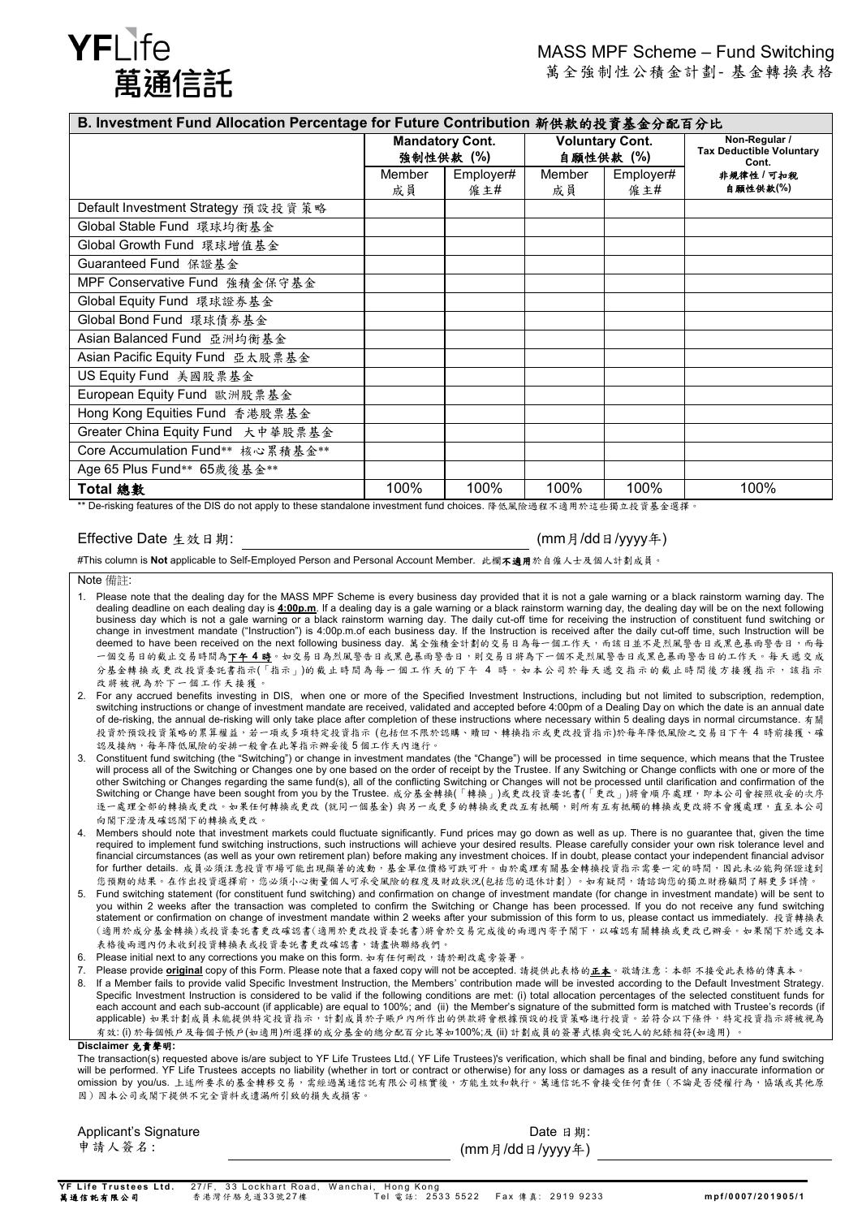YFLife 萬通信託

MASS MPF Scheme – Fund Switching
萬全強制性公積金計劃- 基金轉換表格

## B. Investment Fund Allocation Percentage for Future Contribution 新供款的投資基金分配百分比

| | Mandatory Cont. 強制性供款 (%) | | Voluntary Cont. 自願性供款 (%) | | Non-Regular / Tax Deductible Voluntary Cont. 非規律性 / 可扣稅自願性供款(%) |
|---|---|---|---|---|---|
| | Member 成員 | Employer# 僱主# | Member 成員 | Employer# 僱主# | |
| Default Investment Strategy 預設投資策略 | | | | | |
| Global Stable Fund 環球均衡基金 | | | | | |
| Global Growth Fund 環球增值基金 | | | | | |
| Guaranteed Fund 保證基金 | | | | | |
| MPF Conservative Fund 強積金保守基金 | | | | | |
| Global Equity Fund 環球證券基金 | | | | | |
| Global Bond Fund 環球債券基金 | | | | | |
| Asian Balanced Fund 亞洲均衡基金 | | | | | |
| Asian Pacific Equity Fund 亞太股票基金 | | | | | |
| US Equity Fund 美國股票基金 | | | | | |
| European Equity Fund 歐洲股票基金 | | | | | |
| Hong Kong Equities Fund 香港股票基金 | | | | | |
| Greater China Equity Fund 大中華股票基金 | | | | | |
| Core Accumulation Fund** 核心累積基金** | | | | | |
| Age 65 Plus Fund** 65歲後基金** | | | | | |
| **Total 總數** | 100% | 100% | 100% | 100% | 100% |

** De-risking features of the DIS do not apply to these standalone investment fund choices. 降低風險過程不適用於這些獨立投資基金選擇。

Effective Date 生效日期: ______________________ (mm月/dd日/yyyy年)

#This column is **Not** applicable to Self-Employed Person and Personal Account Member. 此欄**不適用**於自僱人士及個人計劃成員。

Note 備註:

1. Please note that the dealing day for the MASS MPF Scheme is every business day provided that it is not a gale warning or a black rainstorm warning day. The dealing deadline on each dealing day is **4:00p.m**. If a dealing day is a gale warning or a black rainstorm warning day, the dealing day will be on the next following business day which is not a gale warning or a black rainstorm warning day. The daily cut-off time for receiving the instruction of constituent fund switching or change in investment mandate ("Instruction") is 4:00p.m.of each business day. If the Instruction is received after the daily cut-off time, such Instruction will be deemed to have been received on the next following business day. 萬全強積金計劃的交易日為每一個工作天，而該日並不是烈風警告日或黑色暴雨警告日，而每一個交易日的截止交易時間為**下午 4 時**。如交易日為烈風警告日或黑色暴雨警告日，則交易日將為下一個不是烈風警告日或黑色暴雨警告日的工作天。每天遞交成分基金轉換或更改投資委託書指示(「指示」)的截止時間為每一個工作天的下午 4 時。如本公司於每天遞交指示的截止時間後方接獲指示，該指示改將被視為於下一個工作天接獲。
2. For any accrued benefits investing in DIS, when one or more of the Specified Investment Instructions, including but not limited to subscription, redemption, switching instructions or change of investment mandate are received, validated and accepted before 4:00pm of a Dealing Day on which the date is an annual date of de-risking, the annual de-risking will only take place after completion of these instructions where necessary within 5 dealing days in normal circumstance. 有關投資於預設投資策略的累積權益，若一項或多項特定投資指示 (包括但不限於認購、贖回、轉換指示或更改投資指示)於每年降低風險之交易日下午 4 時前接獲、確認及接納，每年降低風險的安排一般會在此等指示辦妥後 5 個工作天內進行。
3. Constituent fund switching (the "Switching") or change in investment mandates (the "Change") will be processed in time sequence, which means that the Trustee will process all of the Switching or Changes one by one based on the order of receipt by the Trustee. If any Switching or Change conflicts with one or more of the other Switching or Changes regarding the same fund(s), all of the conflicting Switching or Changes will not be processed until clarification and confirmation of the Switching or Change have been sought from you by the Trustee. 成分基金轉換(「轉換」)或更改投資委託書(「更改」)將會順序處理，即本公司會按照收妥的次序逐一處理全部的轉換或更改。如果任何轉換或更改 (就同一個基金) 與另一或更多的轉換或更改互有抵觸，則所有互有抵觸的轉換或更改將不會獲處理，直至本公司向閣下澄清及確認閣下的轉換或更改。
4. Members should note that investment markets could fluctuate significantly. Fund prices may go down as well as up. There is no guarantee that, given the time required to implement fund switching instructions, such instructions will achieve your desired results. Please carefully consider your own risk tolerance level and financial circumstances (as well as your own retirement plan) before making any investment choices. If in doubt, please contact your independent financial advisor for further details. 成員必須注意投資市場可能出現顯著的波動，基金單位價格可跌可升。由於處理有關基金轉換投資指示需要一定的時間，因此未必能夠保證達到您預期的結果。在作出投資選擇前，您必須小心衡量個人可承受風險的程度及財政狀況(包括您的退休計劃)。如有疑問，請諮詢您的獨立財務顧問了解更多詳情。
5. Fund switching statement (for constituent fund switching) and confirmation on change of investment mandate (for change in investment mandate) will be sent to you within 2 weeks after the transaction was completed to confirm the Switching or Change has been processed. If you do not receive any fund switching statement or confirmation on change of investment mandate within 2 weeks after your submission of this form to us, please contact us immediately. 投資轉換表(適用於成分基金轉換)或投資委託書更改確認書(適用於更改投資委託書)將會於交易完成後的兩週內寄予閣下，以確認有關轉換或更改已辦妥。如果閣下於遞交本表格後兩週內仍未收到投資轉換表或投資委託書更改確認書，請盡快聯絡我們。
6. Please initial next to any corrections you make on this form. 如有任何刪改，請於刪改處旁簽署。
7. Please provide **original** copy of this Form. Please note that a faxed copy will not be accepted. 請提供此表格的**正本**。敬請注意：本部 不接受此表格的傳真本。
8. If a Member fails to provide valid Specific Investment Instruction, the Members' contribution made will be invested according to the Default Investment Strategy. Specific Investment Instruction is considered to be valid if the following conditions are met: (i) total allocation percentages of the selected constituent funds for each account and each sub-account (if applicable) are equal to 100%; and (ii) the Member's signature of the submitted form is matched with Trustee's records (if applicable) 如果計劃成員未能提供特定投資指示，計劃成員於子賬戶內所作出的供款將會根據預設的投資策略進行投資。若符合以下條件，特定投資指示將被視為有效: (i) 於每個帳戶及每個子帳戶(如適用)所選擇的成分基金的總分配百分比等如100%;及 (ii) 計劃成員的簽署式樣與受託人的紀錄相符(如適用) 。

**Disclaimer 免責聲明:**

The transaction(s) requested above is/are subject to YF Life Trustees Ltd.( YF Life Trustees)'s verification, which shall be final and binding, before any fund switching will be performed. YF Life Trustees accepts no liability (whether in tort or contract or otherwise) for any loss or damages as a result of any inaccurate information or omission by you/us. 上述所要求的基金轉移交易，需經過萬通信託有限公司核實後，方能生效和執行。萬通信託不會接受任何責任（不論是否侵權行為，協議或其他原因）因本公司或閣下提供不完全資料或遺漏所引致的損失或損害。

Applicant's Signature
申請人簽名: ______________________

Date 日期:
(mm月/dd日/yyyy年) ______________________

**YF Life Trustees Ltd.** 27/F, 33 Lockhart Road, Wanchai, Hong Kong
**萬通信託有限公司** 香港灣仔駱克道33號27樓 Tel 電話: 2533 5522 Fax 傳真: 2919 9233 **mpf/0007/201905/1**